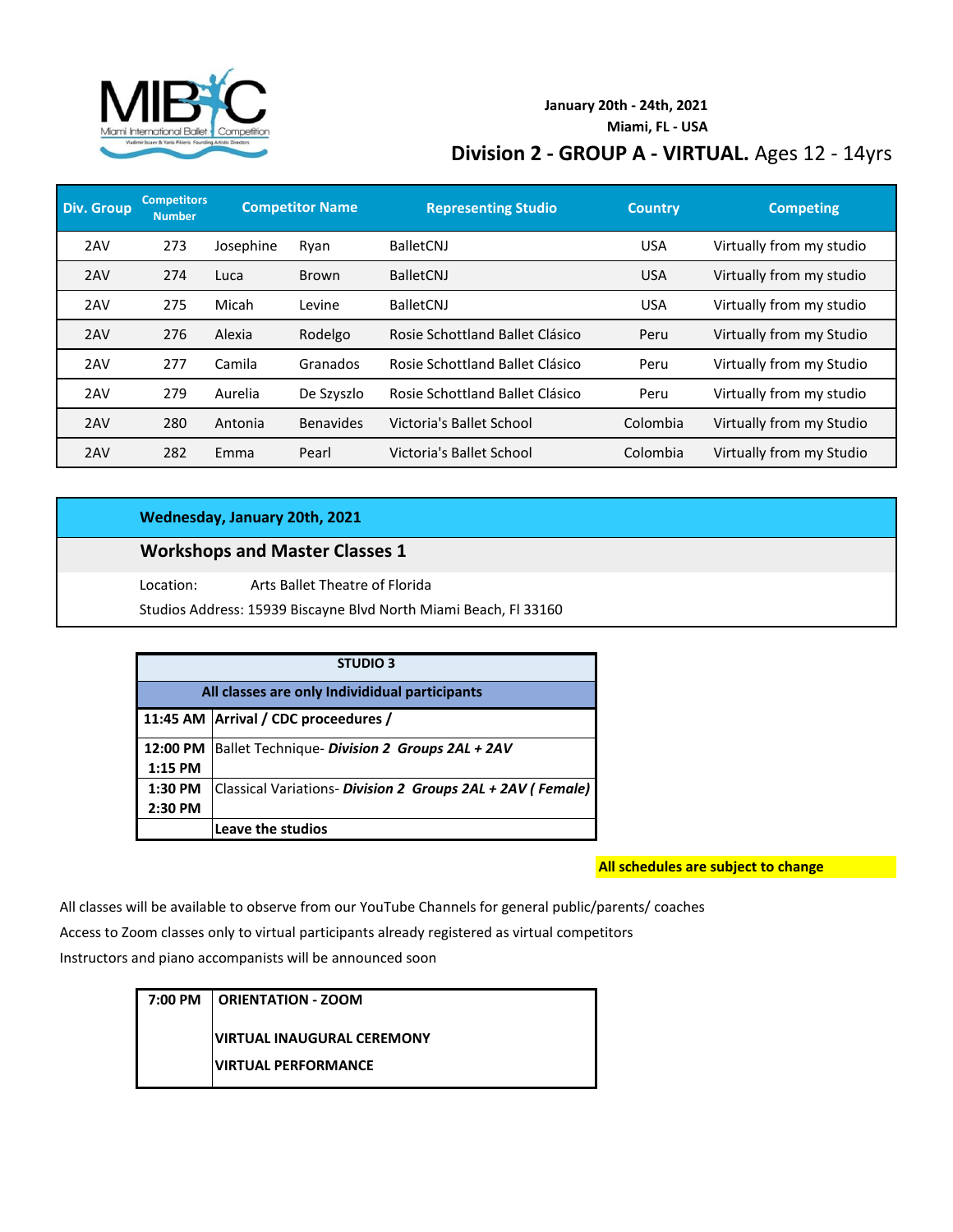January 20th - 24th, 2021

Miami, FL - USA

## Division 2 - GROUP A - VIRTUAL. Ages 12 - 14yrs

| Div. Group | Competitors Number | Competitor Name | | Representing Studio | Country | Competing |
|---|---|---|---|---|---|---|
| 2AV | 273 | Josephine | Ryan | BalletCNJ | USA | Virtually from my studio |
| 2AV | 274 | Luca | Brown | BalletCNJ | USA | Virtually from my studio |
| 2AV | 275 | Micah | Levine | BalletCNJ | USA | Virtually from my studio |
| 2AV | 276 | Alexia | Rodelgo | Rosie Schottland Ballet Clásico | Peru | Virtually from my Studio |
| 2AV | 277 | Camila | Granados | Rosie Schottland Ballet Clásico | Peru | Virtually from my Studio |
| 2AV | 279 | Aurelia | De Szyszlo | Rosie Schottland Ballet Clásico | Peru | Virtually from my studio |
| 2AV | 280 | Antonia | Benavides | Victoria's Ballet School | Colombia | Virtually from my Studio |
| 2AV | 282 | Emma | Pearl | Victoria's Ballet School | Colombia | Virtually from my Studio |

**Wednesday, January 20th, 2021**

### Workshops and Master Classes 1

Location: Arts Ballet Theatre of Florida

Studios Address: 15939 Biscayne Blvd North Miami Beach, Fl 33160

| STUDIO 3 | |
|---|---|
| **All classes are only Individiual participants** | |
| **11:45 AM** | **Arrival / CDC proceedures /** |
| **12:00 PM 1:15 PM** | Ballet Technique- ***Division 2 Groups 2AL + 2AV*** |
| **1:30 PM 2:30 PM** | Classical Variations- ***Division 2 Groups 2AL + 2AV ( Female)*** |
| | **Leave the studios** |

**All schedules are subject to change**

All classes will be available to observe from our YouTube Channels for general public/parents/ coaches

Access to Zoom classes only to virtual participants already registered as virtual competitors

Instructors and piano accompanists will be announced soon

| **7:00 PM** | **ORIENTATION - ZOOM** |
|---|---|
| | **VIRTUAL INAUGURAL CEREMONY** |
| | **VIRTUAL PERFORMANCE** |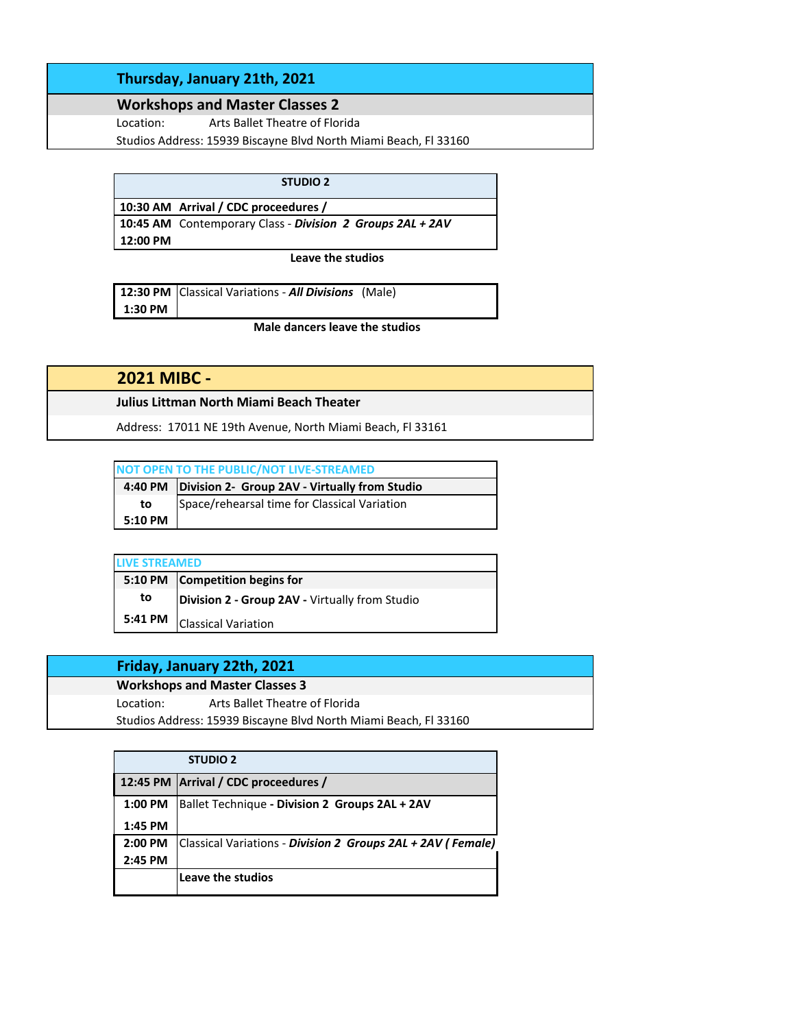## Thursday, January 21th, 2021

### Workshops and Master Classes 2

Location: Arts Ballet Theatre of Florida

Studios Address: 15939 Biscayne Blvd North Miami Beach, Fl 33160

| STUDIO 2 | |
|---|---|
| **10:30 AM** | **Arrival / CDC proceedures /** |
| **10:45 AM** <br> **12:00 PM** | Contemporary Class - ***Division 2 Groups 2AL + 2AV*** |

**Leave the studios**

| | |
|---|---|
| **12:30 PM** <br> **1:30 PM** | Classical Variations - ***All Divisions*** (Male) |

**Male dancers leave the studios**

## 2021 MIBC -

**Julius Littman North Miami Beach Theater**

Address: 17011 NE 19th Avenue, North Miami Beach, Fl 33161

| NOT OPEN TO THE PUBLIC/NOT LIVE-STREAMED | |
|---|---|
| **4:40 PM** <br> **to** <br> **5:10 PM** | **Division 2- Group 2AV - Virtually from Studio** <br> Space/rehearsal time for Classical Variation |

| LIVE STREAMED | |
|---|---|
| **5:10 PM** <br> **to** <br> **5:41 PM** | **Competition begins for** <br> **Division 2 - Group 2AV -** Virtually from Studio <br> Classical Variation |

## Friday, January 22th, 2021

### Workshops and Master Classes 3

Location: Arts Ballet Theatre of Florida

Studios Address: 15939 Biscayne Blvd North Miami Beach, Fl 33160

| STUDIO 2 | |
|---|---|
| **12:45 PM** | **Arrival / CDC proceedures /** |
| **1:00 PM** <br> **1:45 PM** | Ballet Technique **- Division 2 Groups 2AL + 2AV** |
| **2:00 PM** <br> **2:45 PM** | Classical Variations - ***Division 2 Groups 2AL + 2AV ( Female)*** |
| | **Leave the studios** |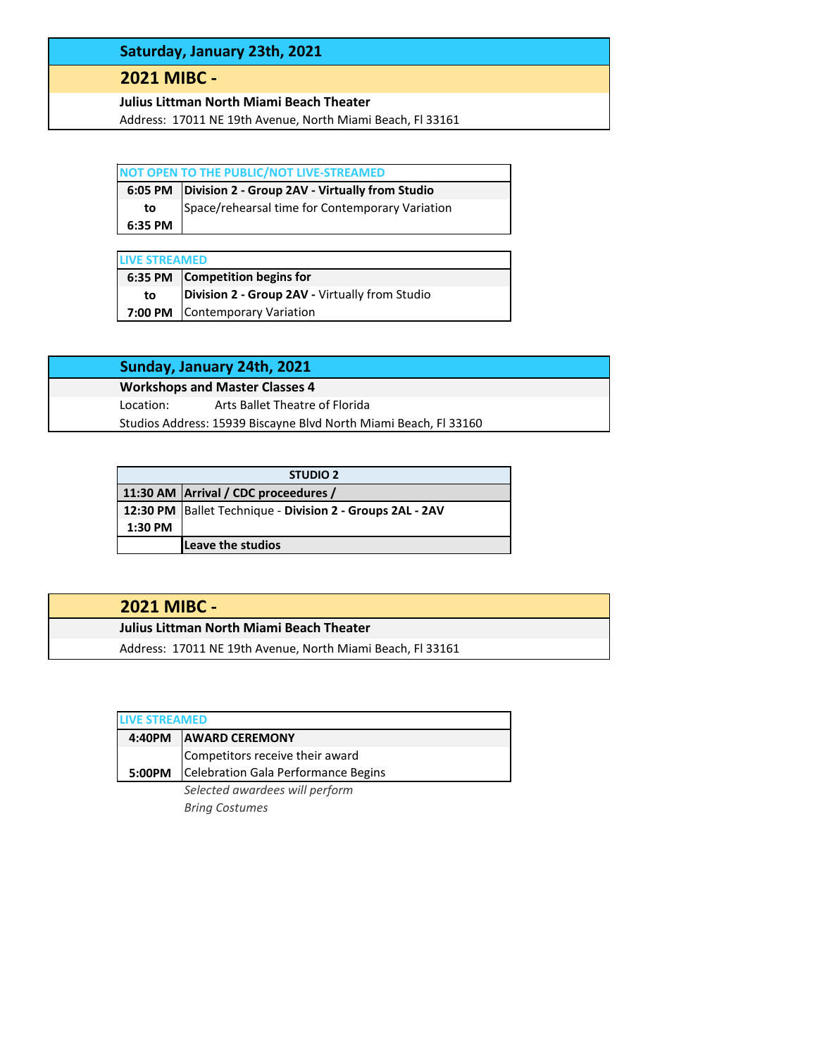## Saturday, January 23th, 2021

## 2021 MIBC -

**Julius Littman North Miami Beach Theater**
Address: 17011 NE 19th Avenue, North Miami Beach, Fl 33161

| NOT OPEN TO THE PUBLIC/NOT LIVE-STREAMED | |
|---|---|
| **6:05 PM** | **Division 2 - Group 2AV - Virtually from Studio** |
| **to** | Space/rehearsal time for Contemporary Variation |
| **6:35 PM** | |

| LIVE STREAMED | |
|---|---|
| **6:35 PM** | **Competition begins for** |
| **to** | **Division 2 - Group 2AV -** Virtually from Studio |
| **7:00 PM** | Contemporary Variation |

## Sunday, January 24th, 2021

**Workshops and Master Classes 4**
Location: Arts Ballet Theatre of Florida
Studios Address: 15939 Biscayne Blvd North Miami Beach, Fl 33160

| STUDIO 2 | |
|---|---|
| **11:30 AM** | **Arrival / CDC proceedures /** |
| **12:30 PM** | Ballet Technique - **Division 2 - Groups 2AL - 2AV** |
| **1:30 PM** | |
| | **Leave the studios** |

## 2021 MIBC -

**Julius Littman North Miami Beach Theater**
Address: 17011 NE 19th Avenue, North Miami Beach, Fl 33161

| LIVE STREAMED | |
|---|---|
| **4:40PM** | **AWARD CEREMONY** |
| | Competitors receive their award |
| **5:00PM** | Celebration Gala Performance Begins |
| | *Selected awardees will perform* |
| | *Bring Costumes* |